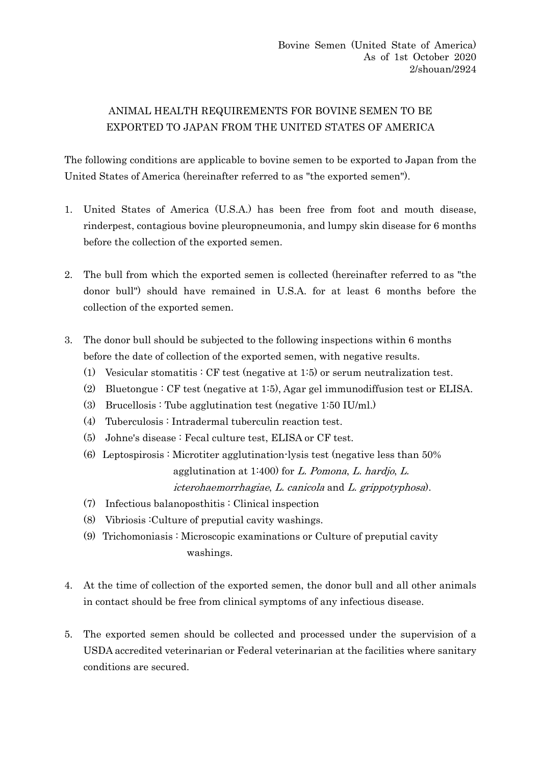Bovine Semen (United State of America)
As of 1st October 2020
2/shouan/2924

# ANIMAL HEALTH REQUIREMENTS FOR BOVINE SEMEN TO BE EXPORTED TO JAPAN FROM THE UNITED STATES OF AMERICA

The following conditions are applicable to bovine semen to be exported to Japan from the United States of America (hereinafter referred to as "the exported semen").

1. United States of America (U.S.A.) has been free from foot and mouth disease, rinderpest, contagious bovine pleuropneumonia, and lumpy skin disease for 6 months before the collection of the exported semen.

2. The bull from which the exported semen is collected (hereinafter referred to as "the donor bull") should have remained in U.S.A. for at least 6 months before the collection of the exported semen.

3. The donor bull should be subjected to the following inspections within 6 months before the date of collection of the exported semen, with negative results.
   (1) Vesicular stomatitis : CF test (negative at 1:5) or serum neutralization test.
   (2) Bluetongue : CF test (negative at 1:5), Agar gel immunodiffusion test or ELISA.
   (3) Brucellosis : Tube agglutination test (negative 1:50 IU/ml.)
   (4) Tuberculosis : Intradermal tuberculin reaction test.
   (5) Johne's disease : Fecal culture test, ELISA or CF test.
   (6) Leptospirosis : Microtiter agglutination-lysis test (negative less than 50% agglutination at 1:400) for *L. Pomona*, *L. hardjo*, *L. icterohaemorrhagiae*, *L. canicola* and *L. grippotyphosa*).
   (7) Infectious balanoposthitis : Clinical inspection
   (8) Vibriosis :Culture of preputial cavity washings.
   (9) Trichomoniasis : Microscopic examinations or Culture of preputial cavity washings.

4. At the time of collection of the exported semen, the donor bull and all other animals in contact should be free from clinical symptoms of any infectious disease.

5. The exported semen should be collected and processed under the supervision of a USDA accredited veterinarian or Federal veterinarian at the facilities where sanitary conditions are secured.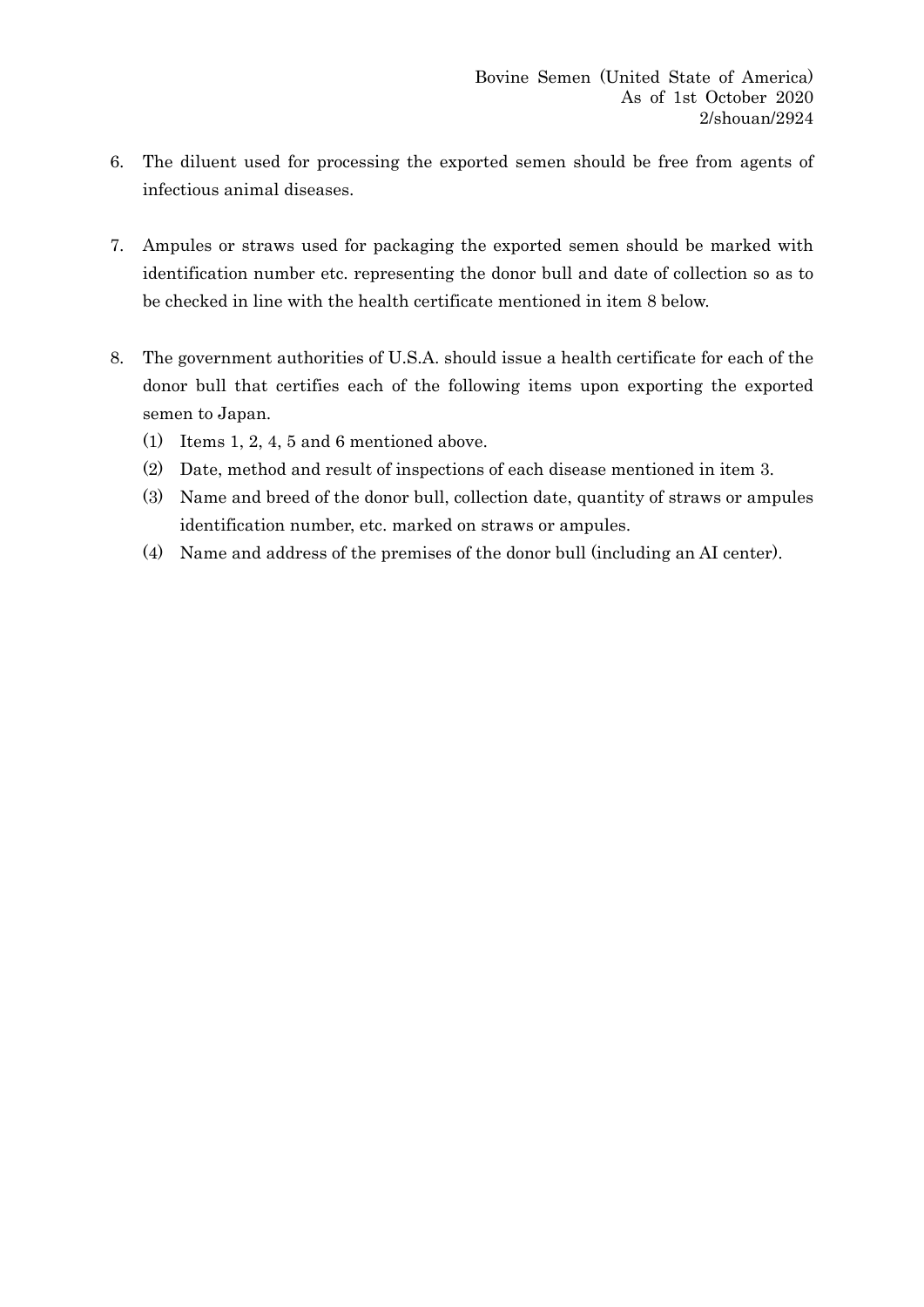6. The diluent used for processing the exported semen should be free from agents of infectious animal diseases.

7. Ampules or straws used for packaging the exported semen should be marked with identification number etc. representing the donor bull and date of collection so as to be checked in line with the health certificate mentioned in item 8 below.

8. The government authorities of U.S.A. should issue a health certificate for each of the donor bull that certifies each of the following items upon exporting the exported semen to Japan.
   (1) Items 1, 2, 4, 5 and 6 mentioned above.
   (2) Date, method and result of inspections of each disease mentioned in item 3.
   (3) Name and breed of the donor bull, collection date, quantity of straws or ampules identification number, etc. marked on straws or ampules.
   (4) Name and address of the premises of the donor bull (including an AI center).